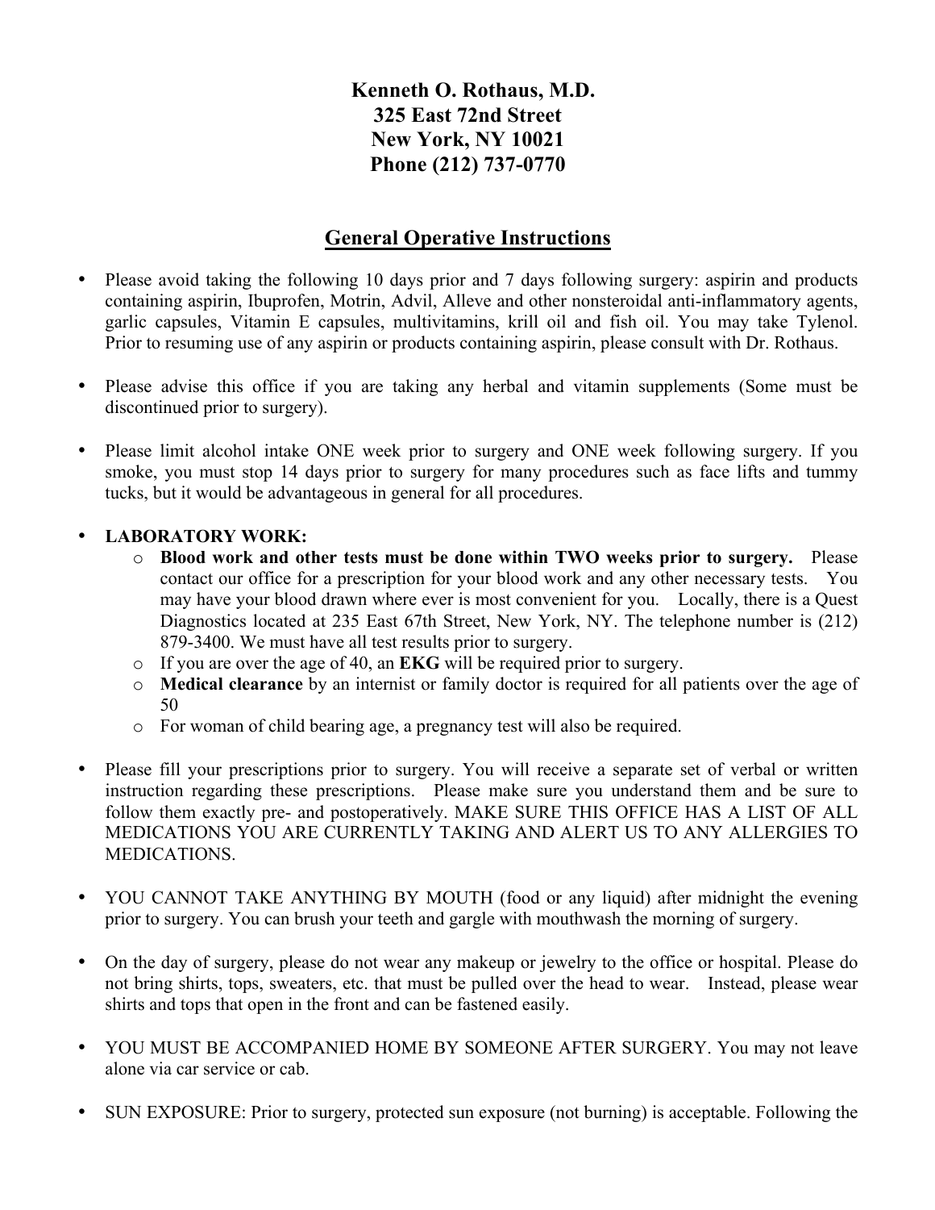**Kenneth O. Rothaus, M.D.**
**325 East 72nd Street**
**New York, NY 10021**
**Phone (212) 737-0770**

## General Operative Instructions

- Please avoid taking the following 10 days prior and 7 days following surgery: aspirin and products containing aspirin, Ibuprofen, Motrin, Advil, Alleve and other nonsteroidal anti-inflammatory agents, garlic capsules, Vitamin E capsules, multivitamins, krill oil and fish oil. You may take Tylenol. Prior to resuming use of any aspirin or products containing aspirin, please consult with Dr. Rothaus.

- Please advise this office if you are taking any herbal and vitamin supplements (Some must be discontinued prior to surgery).

- Please limit alcohol intake ONE week prior to surgery and ONE week following surgery. If you smoke, you must stop 14 days prior to surgery for many procedures such as face lifts and tummy tucks, but it would be advantageous in general for all procedures.

- **LABORATORY WORK:**
  - **Blood work and other tests must be done within TWO weeks prior to surgery.** Please contact our office for a prescription for your blood work and any other necessary tests. You may have your blood drawn where ever is most convenient for you. Locally, there is a Quest Diagnostics located at 235 East 67th Street, New York, NY. The telephone number is (212) 879-3400. We must have all test results prior to surgery.
  - If you are over the age of 40, an **EKG** will be required prior to surgery.
  - **Medical clearance** by an internist or family doctor is required for all patients over the age of 50
  - For woman of child bearing age, a pregnancy test will also be required.

- Please fill your prescriptions prior to surgery. You will receive a separate set of verbal or written instruction regarding these prescriptions. Please make sure you understand them and be sure to follow them exactly pre- and postoperatively. MAKE SURE THIS OFFICE HAS A LIST OF ALL MEDICATIONS YOU ARE CURRENTLY TAKING AND ALERT US TO ANY ALLERGIES TO MEDICATIONS.

- YOU CANNOT TAKE ANYTHING BY MOUTH (food or any liquid) after midnight the evening prior to surgery. You can brush your teeth and gargle with mouthwash the morning of surgery.

- On the day of surgery, please do not wear any makeup or jewelry to the office or hospital. Please do not bring shirts, tops, sweaters, etc. that must be pulled over the head to wear. Instead, please wear shirts and tops that open in the front and can be fastened easily.

- YOU MUST BE ACCOMPANIED HOME BY SOMEONE AFTER SURGERY. You may not leave alone via car service or cab.

- SUN EXPOSURE: Prior to surgery, protected sun exposure (not burning) is acceptable. Following the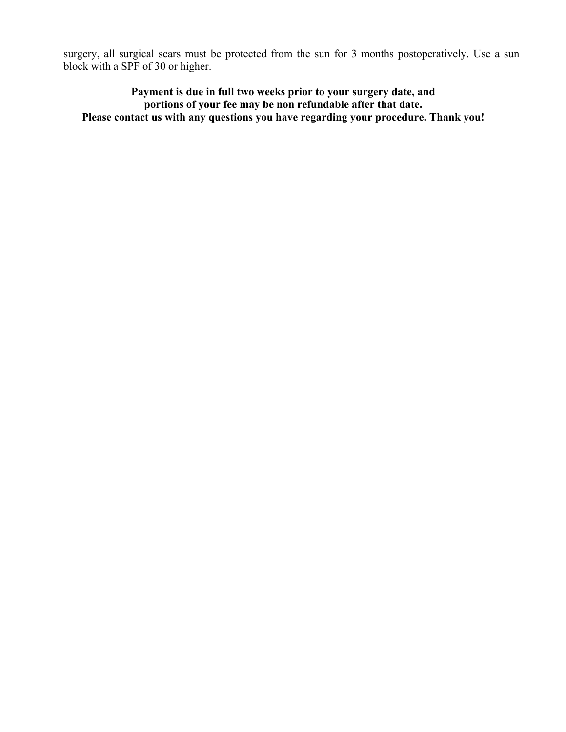surgery, all surgical scars must be protected from the sun for 3 months postoperatively. Use a sun block with a SPF of 30 or higher.

**Payment is due in full two weeks prior to your surgery date, and portions of your fee may be non refundable after that date. Please contact us with any questions you have regarding your procedure. Thank you!**